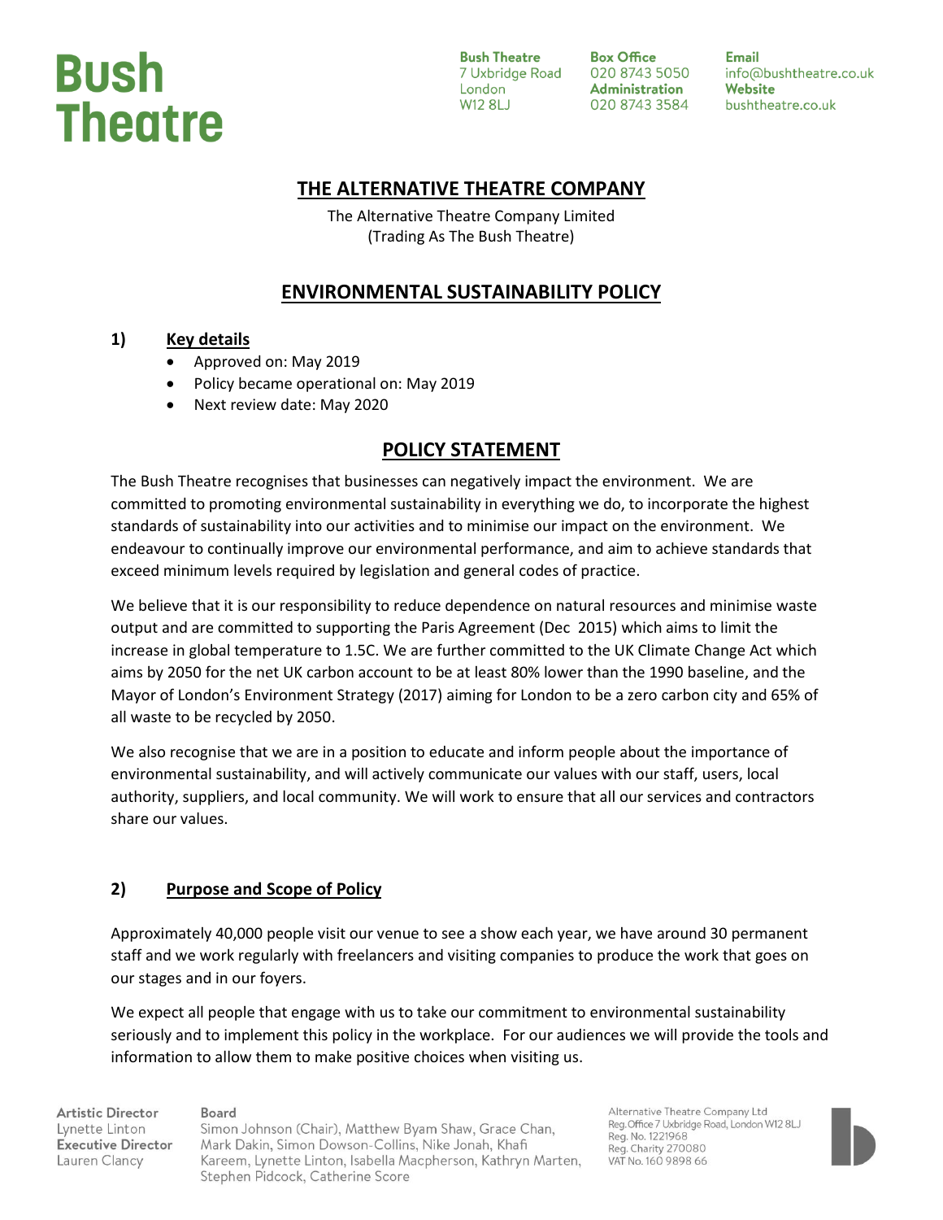# THE ALTERNATIVE THEATRE COMPANY

The Alternative Theatre Company Limited
(Trading As The Bush Theatre)

## ENVIRONMENTAL SUSTAINABILITY POLICY

### 1) Key details

- Approved on: May 2019
- Policy became operational on: May 2019
- Next review date: May 2020

## POLICY STATEMENT

The Bush Theatre recognises that businesses can negatively impact the environment. We are committed to promoting environmental sustainability in everything we do, to incorporate the highest standards of sustainability into our activities and to minimise our impact on the environment. We endeavour to continually improve our environmental performance, and aim to achieve standards that exceed minimum levels required by legislation and general codes of practice.

We believe that it is our responsibility to reduce dependence on natural resources and minimise waste output and are committed to supporting the Paris Agreement (Dec 2015) which aims to limit the increase in global temperature to 1.5C. We are further committed to the UK Climate Change Act which aims by 2050 for the net UK carbon account to be at least 80% lower than the 1990 baseline, and the Mayor of London's Environment Strategy (2017) aiming for London to be a zero carbon city and 65% of all waste to be recycled by 2050.

We also recognise that we are in a position to educate and inform people about the importance of environmental sustainability, and will actively communicate our values with our staff, users, local authority, suppliers, and local community. We will work to ensure that all our services and contractors share our values.

### 2) Purpose and Scope of Policy

Approximately 40,000 people visit our venue to see a show each year, we have around 30 permanent staff and we work regularly with freelancers and visiting companies to produce the work that goes on our stages and in our foyers.

We expect all people that engage with us to take our commitment to environmental sustainability seriously and to implement this policy in the workplace. For our audiences we will provide the tools and information to allow them to make positive choices when visiting us.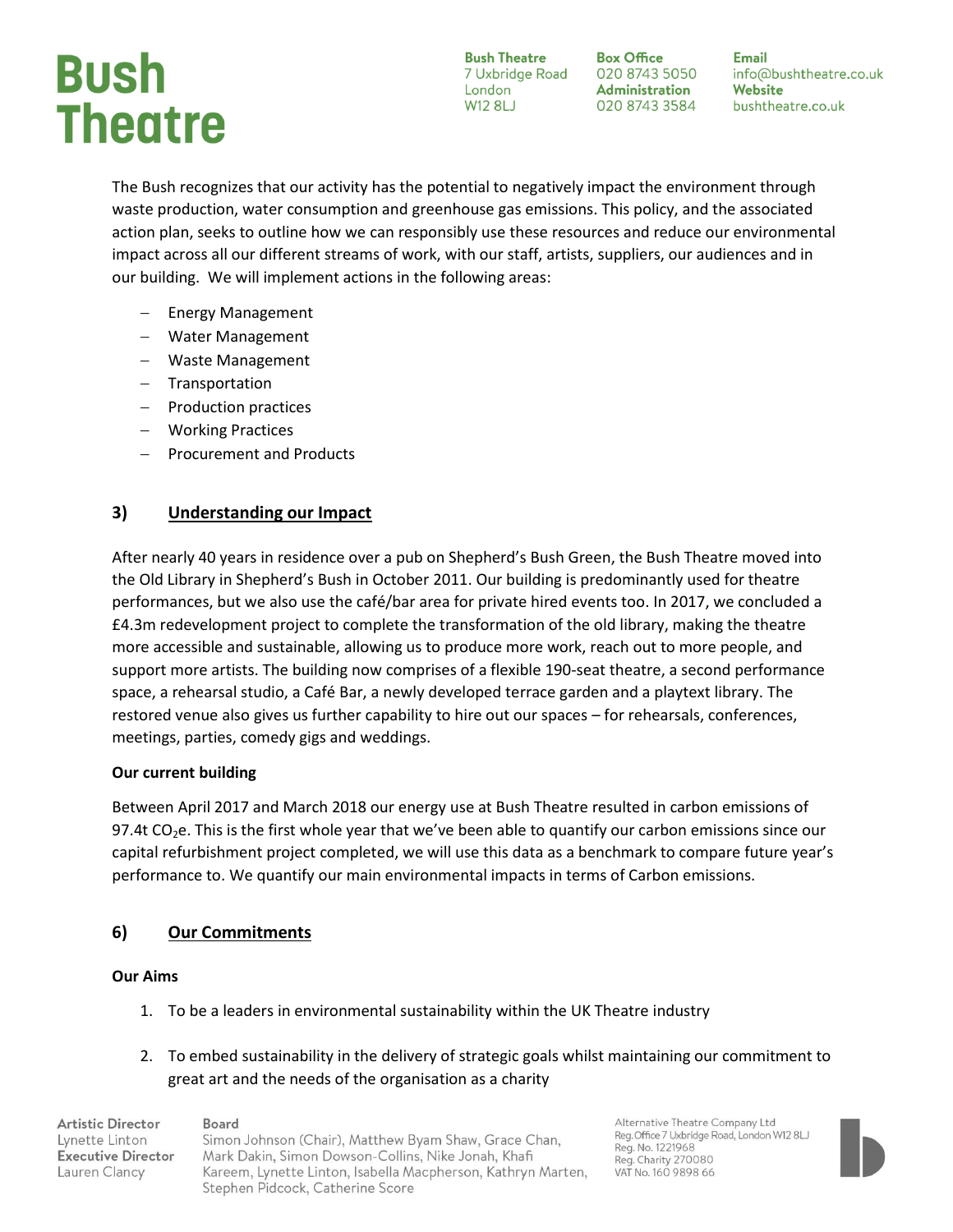The Bush recognizes that our activity has the potential to negatively impact the environment through waste production, water consumption and greenhouse gas emissions. This policy, and the associated action plan, seeks to outline how we can responsibly use these resources and reduce our environmental impact across all our different streams of work, with our staff, artists, suppliers, our audiences and in our building. We will implement actions in the following areas:

- Energy Management
- Water Management
- Waste Management
- Transportation
- Production practices
- Working Practices
- Procurement and Products

## 3) Understanding our Impact

After nearly 40 years in residence over a pub on Shepherd's Bush Green, the Bush Theatre moved into the Old Library in Shepherd's Bush in October 2011. Our building is predominantly used for theatre performances, but we also use the café/bar area for private hired events too. In 2017, we concluded a £4.3m redevelopment project to complete the transformation of the old library, making the theatre more accessible and sustainable, allowing us to produce more work, reach out to more people, and support more artists. The building now comprises of a flexible 190-seat theatre, a second performance space, a rehearsal studio, a Café Bar, a newly developed terrace garden and a playtext library. The restored venue also gives us further capability to hire out our spaces – for rehearsals, conferences, meetings, parties, comedy gigs and weddings.

**Our current building**

Between April 2017 and March 2018 our energy use at Bush Theatre resulted in carbon emissions of 97.4t $CO_2$e. This is the first whole year that we've been able to quantify our carbon emissions since our capital refurbishment project completed, we will use this data as a benchmark to compare future year's performance to. We quantify our main environmental impacts in terms of Carbon emissions.

## 6) Our Commitments

**Our Aims**

1. To be a leaders in environmental sustainability within the UK Theatre industry
2. To embed sustainability in the delivery of strategic goals whilst maintaining our commitment to great art and the needs of the organisation as a charity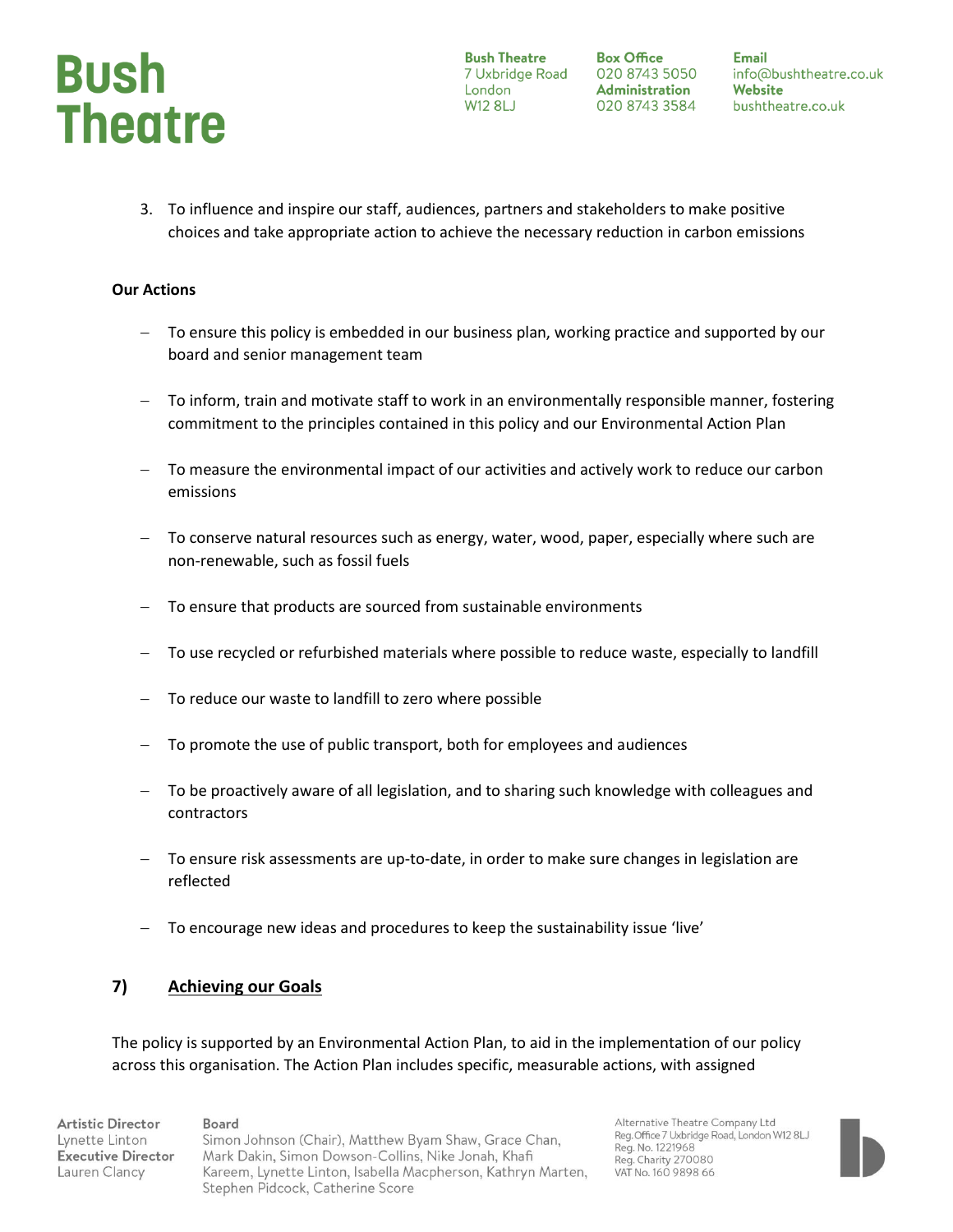3. To influence and inspire our staff, audiences, partners and stakeholders to make positive choices and take appropriate action to achieve the necessary reduction in carbon emissions

**Our Actions**

- To ensure this policy is embedded in our business plan, working practice and supported by our board and senior management team
- To inform, train and motivate staff to work in an environmentally responsible manner, fostering commitment to the principles contained in this policy and our Environmental Action Plan
- To measure the environmental impact of our activities and actively work to reduce our carbon emissions
- To conserve natural resources such as energy, water, wood, paper, especially where such are non-renewable, such as fossil fuels
- To ensure that products are sourced from sustainable environments
- To use recycled or refurbished materials where possible to reduce waste, especially to landfill
- To reduce our waste to landfill to zero where possible
- To promote the use of public transport, both for employees and audiences
- To be proactively aware of all legislation, and to sharing such knowledge with colleagues and contractors
- To ensure risk assessments are up-to-date, in order to make sure changes in legislation are reflected
- To encourage new ideas and procedures to keep the sustainability issue 'live'

## 7) Achieving our Goals

The policy is supported by an Environmental Action Plan, to aid in the implementation of our policy across this organisation. The Action Plan includes specific, measurable actions, with assigned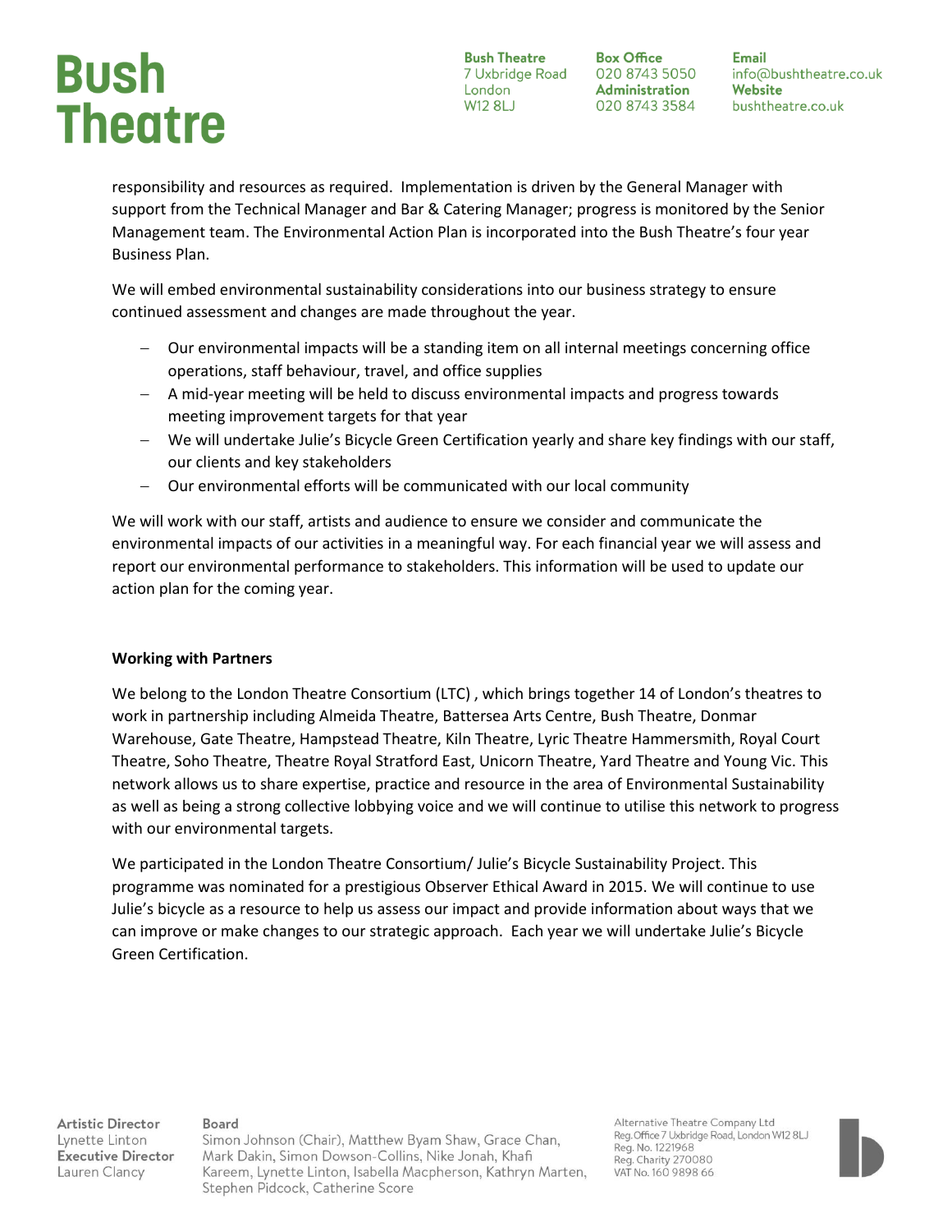responsibility and resources as required. Implementation is driven by the General Manager with support from the Technical Manager and Bar & Catering Manager; progress is monitored by the Senior Management team. The Environmental Action Plan is incorporated into the Bush Theatre's four year Business Plan.

We will embed environmental sustainability considerations into our business strategy to ensure continued assessment and changes are made throughout the year.

- Our environmental impacts will be a standing item on all internal meetings concerning office operations, staff behaviour, travel, and office supplies
- A mid-year meeting will be held to discuss environmental impacts and progress towards meeting improvement targets for that year
- We will undertake Julie's Bicycle Green Certification yearly and share key findings with our staff, our clients and key stakeholders
- Our environmental efforts will be communicated with our local community

We will work with our staff, artists and audience to ensure we consider and communicate the environmental impacts of our activities in a meaningful way. For each financial year we will assess and report our environmental performance to stakeholders. This information will be used to update our action plan for the coming year.

**Working with Partners**

We belong to the London Theatre Consortium (LTC) , which brings together 14 of London's theatres to work in partnership including Almeida Theatre, Battersea Arts Centre, Bush Theatre, Donmar Warehouse, Gate Theatre, Hampstead Theatre, Kiln Theatre, Lyric Theatre Hammersmith, Royal Court Theatre, Soho Theatre, Theatre Royal Stratford East, Unicorn Theatre, Yard Theatre and Young Vic. This network allows us to share expertise, practice and resource in the area of Environmental Sustainability as well as being a strong collective lobbying voice and we will continue to utilise this network to progress with our environmental targets.

We participated in the London Theatre Consortium/ Julie's Bicycle Sustainability Project. This programme was nominated for a prestigious Observer Ethical Award in 2015. We will continue to use Julie's bicycle as a resource to help us assess our impact and provide information about ways that we can improve or make changes to our strategic approach. Each year we will undertake Julie's Bicycle Green Certification.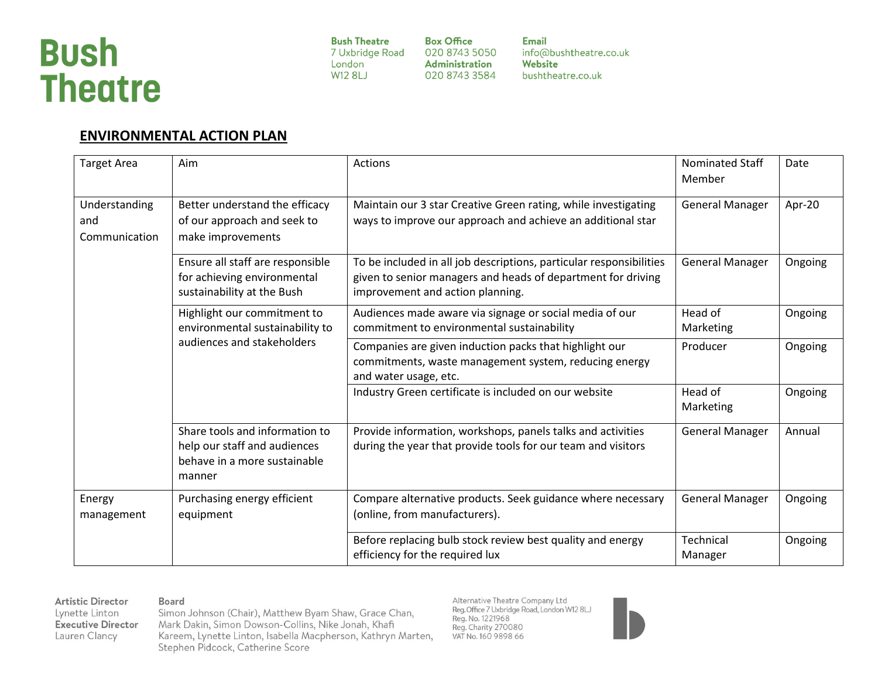## ENVIRONMENTAL ACTION PLAN

| Target Area | Aim | Actions | Nominated Staff Member | Date |
|---|---|---|---|---|
| Understanding and Communication | Better understand the efficacy of our approach and seek to make improvements | Maintain our 3 star Creative Green rating, while investigating ways to improve our approach and achieve an additional star | General Manager | Apr-20 |
| | Ensure all staff are responsible for achieving environmental sustainability at the Bush | To be included in all job descriptions, particular responsibilities given to senior managers and heads of department for driving improvement and action planning. | General Manager | Ongoing |
| | Highlight our commitment to environmental sustainability to audiences and stakeholders | Audiences made aware via signage or social media of our commitment to environmental sustainability | Head of Marketing | Ongoing |
| | | Companies are given induction packs that highlight our commitments, waste management system, reducing energy and water usage, etc. | Producer | Ongoing |
| | | Industry Green certificate is included on our website | Head of Marketing | Ongoing |
| | Share tools and information to help our staff and audiences behave in a more sustainable manner | Provide information, workshops, panels talks and activities during the year that provide tools for our team and visitors | General Manager | Annual |
| Energy management | Purchasing energy efficient equipment | Compare alternative products. Seek guidance where necessary (online, from manufacturers). | General Manager | Ongoing |
| | | Before replacing bulb stock review best quality and energy efficiency for the required lux | Technical Manager | Ongoing |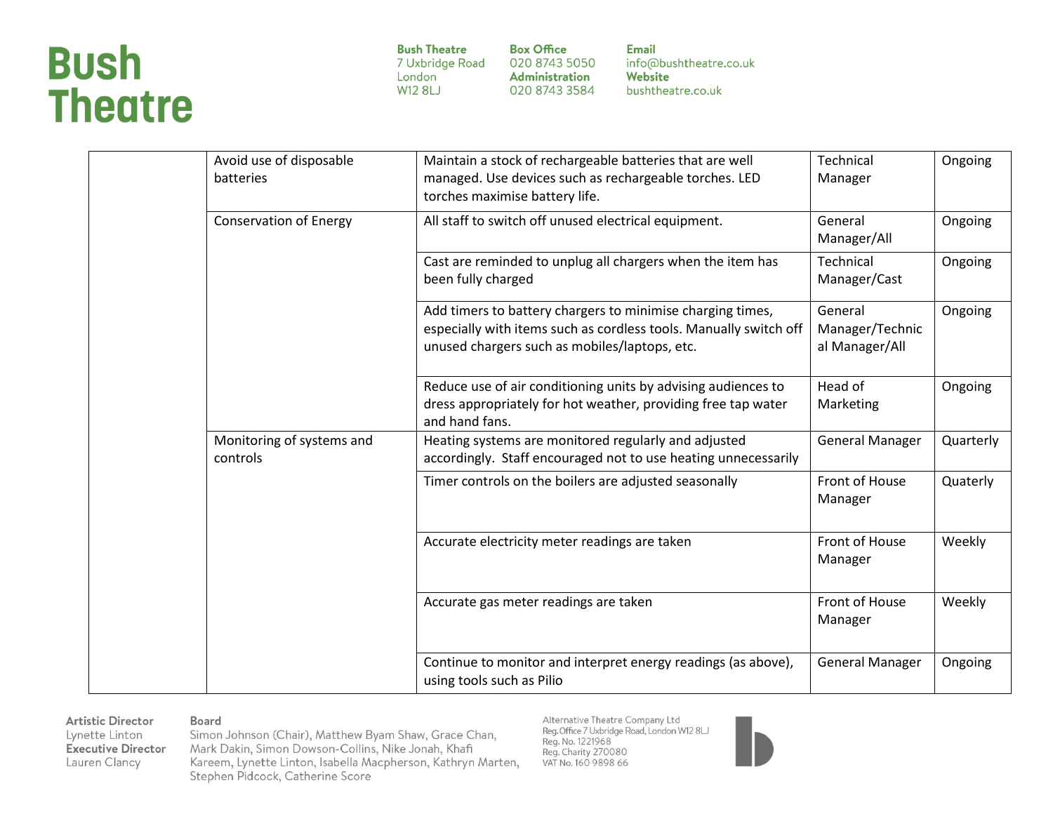| | | | | |
|---|---|---|---|---|
| | Avoid use of disposable batteries | Maintain a stock of rechargeable batteries that are well managed. Use devices such as rechargeable torches. LED torches maximise battery life. | Technical Manager | Ongoing |
| | Conservation of Energy | All staff to switch off unused electrical equipment. | General Manager/All | Ongoing |
| | | Cast are reminded to unplug all chargers when the item has been fully charged | Technical Manager/Cast | Ongoing |
| | | Add timers to battery chargers to minimise charging times, especially with items such as cordless tools. Manually switch off unused chargers such as mobiles/laptops, etc. | General Manager/Technical Manager/All | Ongoing |
| | | Reduce use of air conditioning units by advising audiences to dress appropriately for hot weather, providing free tap water and hand fans. | Head of Marketing | Ongoing |
| | Monitoring of systems and controls | Heating systems are monitored regularly and adjusted accordingly. Staff encouraged not to use heating unnecessarily | General Manager | Quarterly |
| | | Timer controls on the boilers are adjusted seasonally | Front of House Manager | Quaterly |
| | | Accurate electricity meter readings are taken | Front of House Manager | Weekly |
| | | Accurate gas meter readings are taken | Front of House Manager | Weekly |
| | | Continue to monitor and interpret energy readings (as above), using tools such as Pilio | General Manager | Ongoing |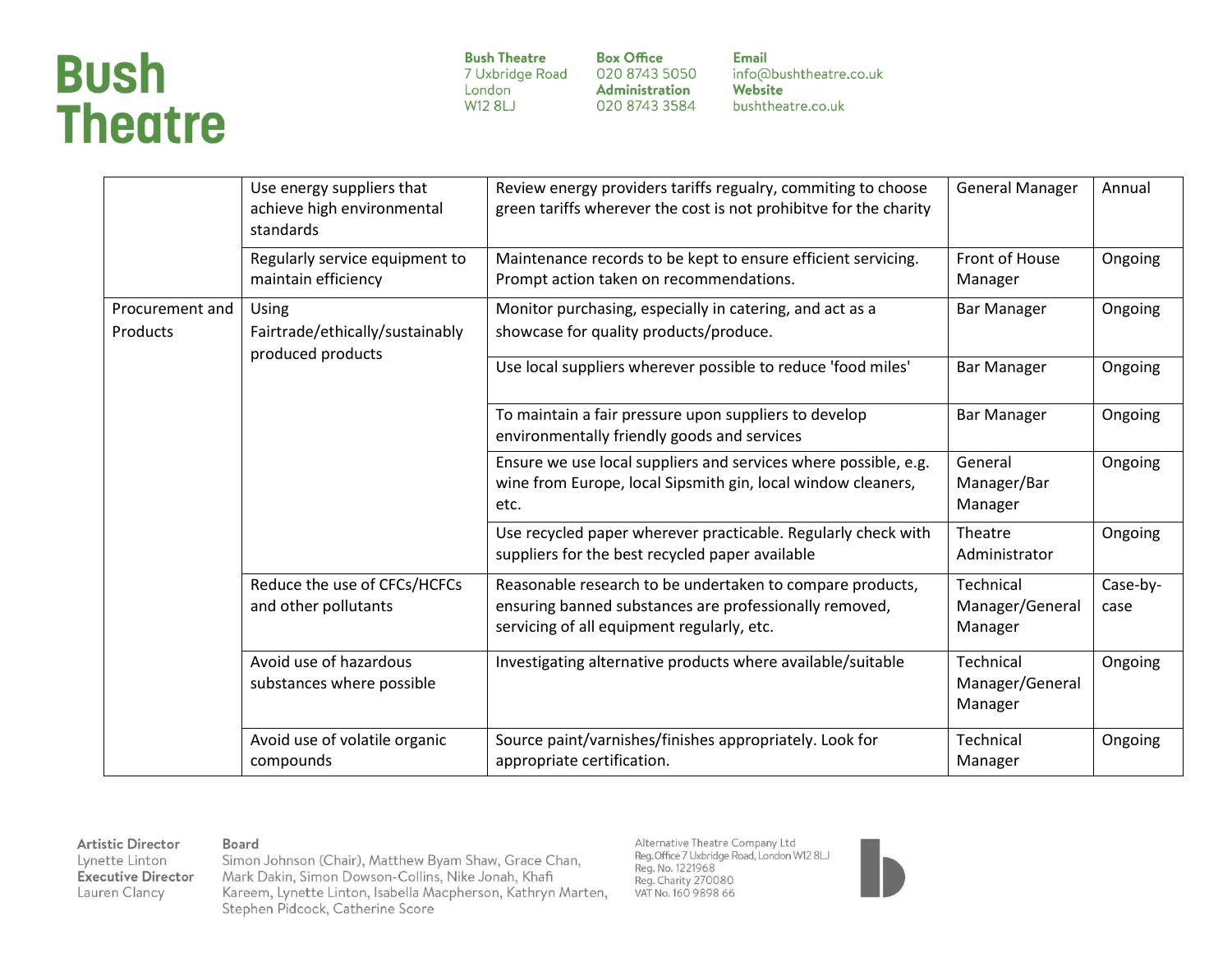| | | | | |
|---|---|---|---|---|
| | Use energy suppliers that achieve high environmental standards | Review energy providers tariffs regualry, commiting to choose green tariffs wherever the cost is not prohibitve for the charity | General Manager | Annual |
| | Regularly service equipment to maintain efficiency | Maintenance records to be kept to ensure efficient servicing. Prompt action taken on recommendations. | Front of House Manager | Ongoing |
| Procurement and Products | Using Fairtrade/ethically/sustainably produced products | Monitor purchasing, especially in catering, and act as a showcase for quality products/produce. | Bar Manager | Ongoing |
| | | Use local suppliers wherever possible to reduce 'food miles' | Bar Manager | Ongoing |
| | | To maintain a fair pressure upon suppliers to develop environmentally friendly goods and services | Bar Manager | Ongoing |
| | | Ensure we use local suppliers and services where possible, e.g. wine from Europe, local Sipsmith gin, local window cleaners, etc. | General Manager/Bar Manager | Ongoing |
| | | Use recycled paper wherever practicable. Regularly check with suppliers for the best recycled paper available | Theatre Administrator | Ongoing |
| | Reduce the use of CFCs/HCFCs and other pollutants | Reasonable research to be undertaken to compare products, ensuring banned substances are professionally removed, servicing of all equipment regularly, etc. | Technical Manager/General Manager | Case-by-case |
| | Avoid use of hazardous substances where possible | Investigating alternative products where available/suitable | Technical Manager/General Manager | Ongoing |
| | Avoid use of volatile organic compounds | Source paint/varnishes/finishes appropriately. Look for appropriate certification. | Technical Manager | Ongoing |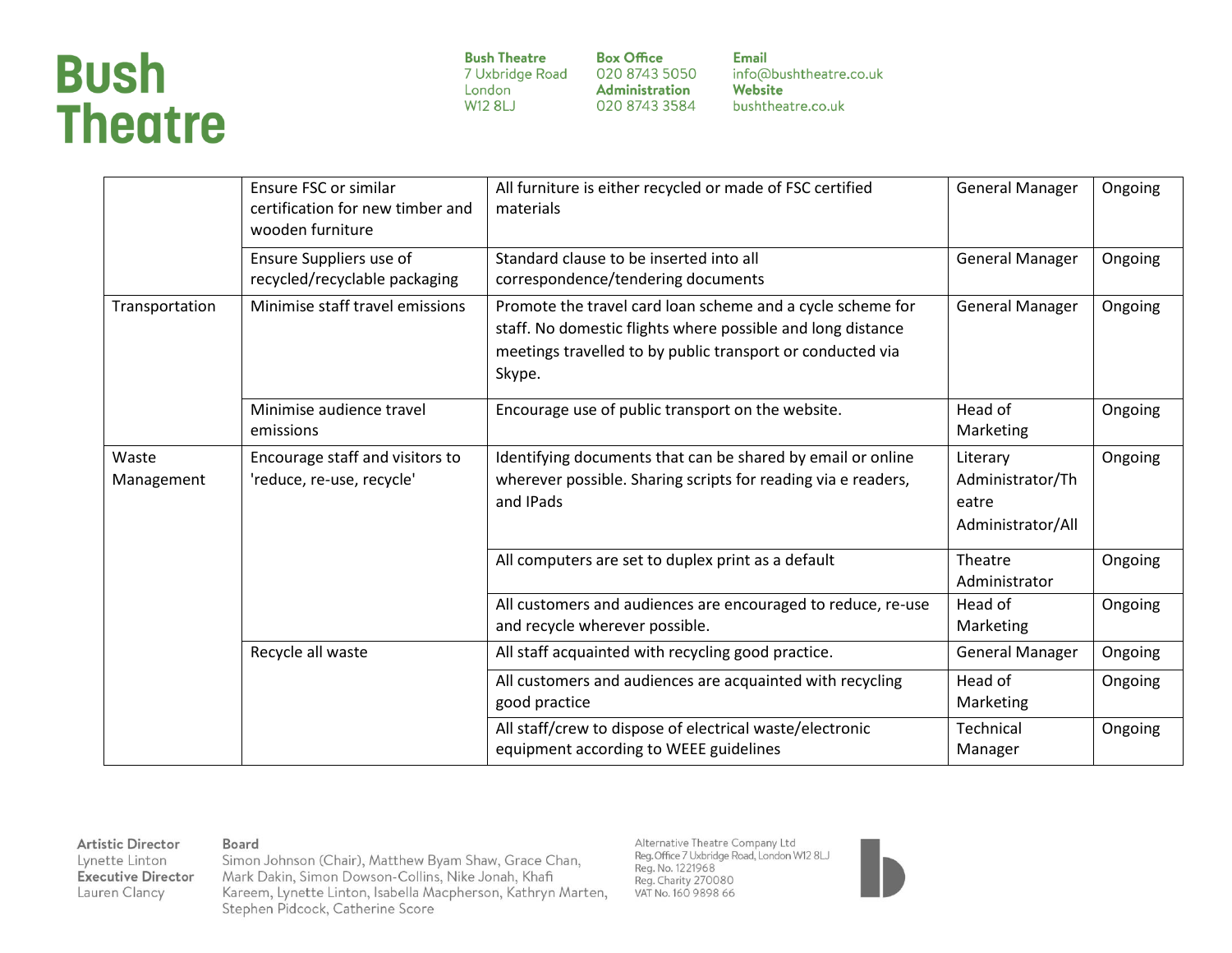| | | | | |
|---|---|---|---|---|
| | Ensure FSC or similar certification for new timber and wooden furniture | All furniture is either recycled or made of FSC certified materials | General Manager | Ongoing |
| | Ensure Suppliers use of recycled/recyclable packaging | Standard clause to be inserted into all correspondence/tendering documents | General Manager | Ongoing |
| Transportation | Minimise staff travel emissions | Promote the travel card loan scheme and a cycle scheme for staff. No domestic flights where possible and long distance meetings travelled to by public transport or conducted via Skype. | General Manager | Ongoing |
| | Minimise audience travel emissions | Encourage use of public transport on the website. | Head of Marketing | Ongoing |
| Waste Management | Encourage staff and visitors to 'reduce, re-use, recycle' | Identifying documents that can be shared by email or online wherever possible. Sharing scripts for reading via e readers, and IPads | Literary Administrator/Theatre Administrator/All | Ongoing |
| | | All computers are set to duplex print as a default | Theatre Administrator | Ongoing |
| | | All customers and audiences are encouraged to reduce, re-use and recycle wherever possible. | Head of Marketing | Ongoing |
| | Recycle all waste | All staff acquainted with recycling good practice. | General Manager | Ongoing |
| | | All customers and audiences are acquainted with recycling good practice | Head of Marketing | Ongoing |
| | | All staff/crew to dispose of electrical waste/electronic equipment according to WEEE guidelines | Technical Manager | Ongoing |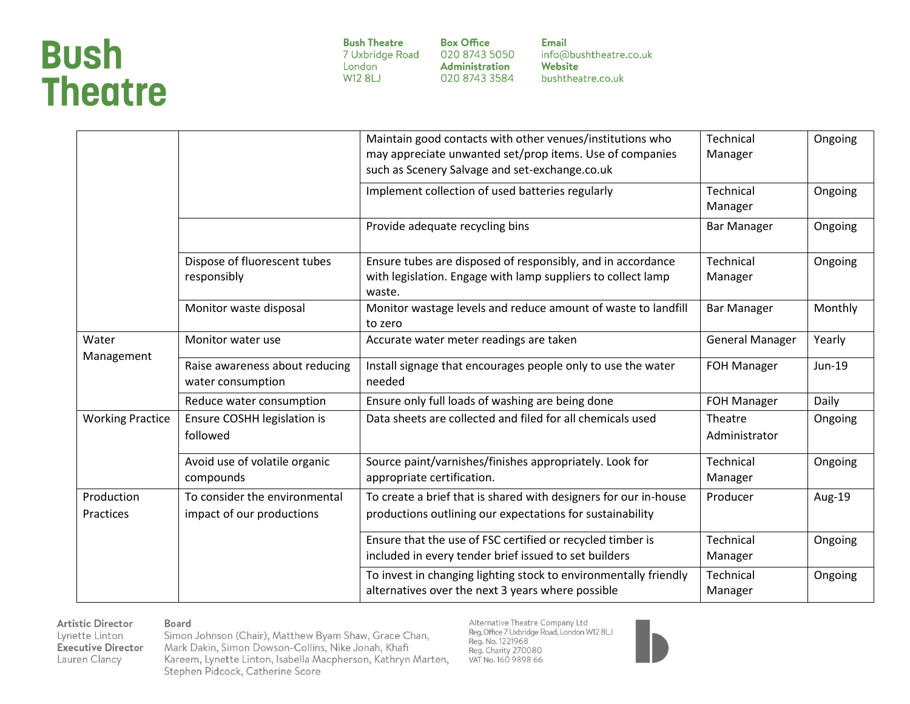| | | | | |
|---|---|---|---|---|
| | | Maintain good contacts with other venues/institutions who may appreciate unwanted set/prop items. Use of companies such as Scenery Salvage and set-exchange.co.uk | Technical Manager | Ongoing |
| | | Implement collection of used batteries regularly | Technical Manager | Ongoing |
| | | Provide adequate recycling bins | Bar Manager | Ongoing |
| | Dispose of fluorescent tubes responsibly | Ensure tubes are disposed of responsibly, and in accordance with legislation. Engage with lamp suppliers to collect lamp waste. | Technical Manager | Ongoing |
| | Monitor waste disposal | Monitor wastage levels and reduce amount of waste to landfill to zero | Bar Manager | Monthly |
| Water Management | Monitor water use | Accurate water meter readings are taken | General Manager | Yearly |
| | Raise awareness about reducing water consumption | Install signage that encourages people only to use the water needed | FOH Manager | Jun-19 |
| | Reduce water consumption | Ensure only full loads of washing are being done | FOH Manager | Daily |
| Working Practice | Ensure COSHH legislation is followed | Data sheets are collected and filed for all chemicals used | Theatre Administrator | Ongoing |
| | Avoid use of volatile organic compounds | Source paint/varnishes/finishes appropriately. Look for appropriate certification. | Technical Manager | Ongoing |
| Production Practices | To consider the environmental impact of our productions | To create a brief that is shared with designers for our in-house productions outlining our expectations for sustainability | Producer | Aug-19 |
| | | Ensure that the use of FSC certified or recycled timber is included in every tender brief issued to set builders | Technical Manager | Ongoing |
| | | To invest in changing lighting stock to environmentally friendly alternatives over the next 3 years where possible | Technical Manager | Ongoing |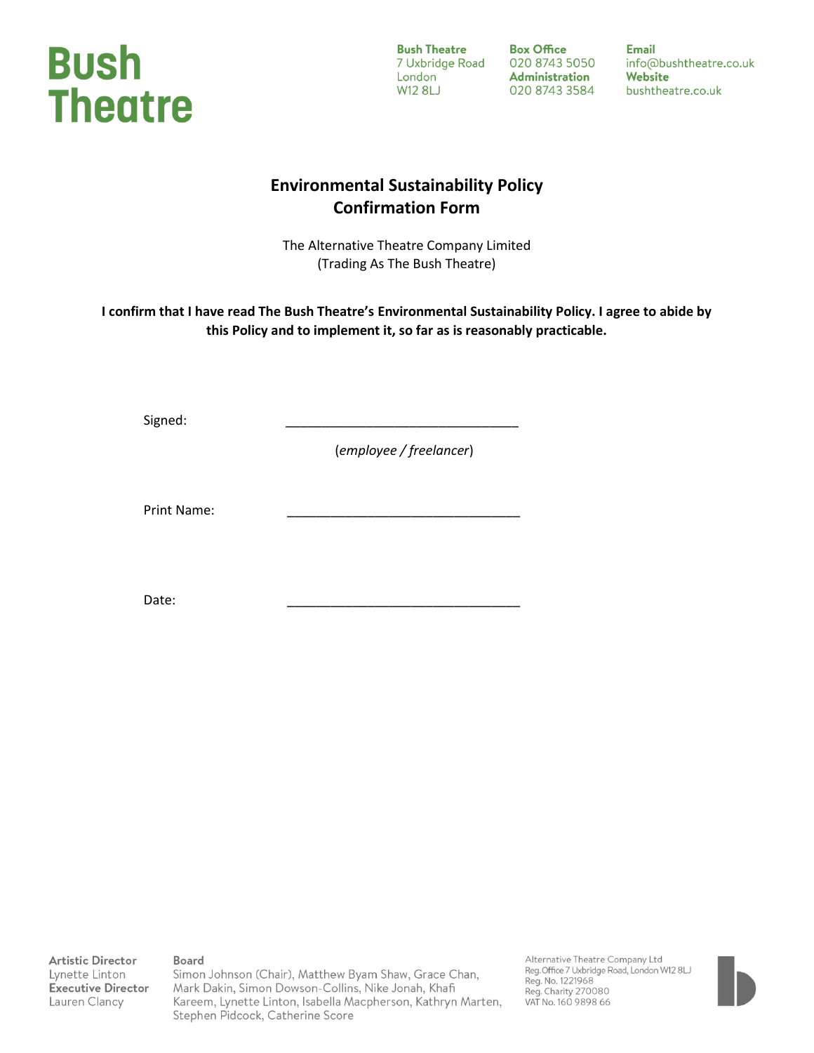# Environmental Sustainability Policy
# Confirmation Form

The Alternative Theatre Company Limited
(Trading As The Bush Theatre)

**I confirm that I have read The Bush Theatre's Environmental Sustainability Policy. I agree to abide by this Policy and to implement it, so far as is reasonably practicable.**

Signed: ________________________________

(*employee / freelancer*)

Print Name: ________________________________

Date: ________________________________